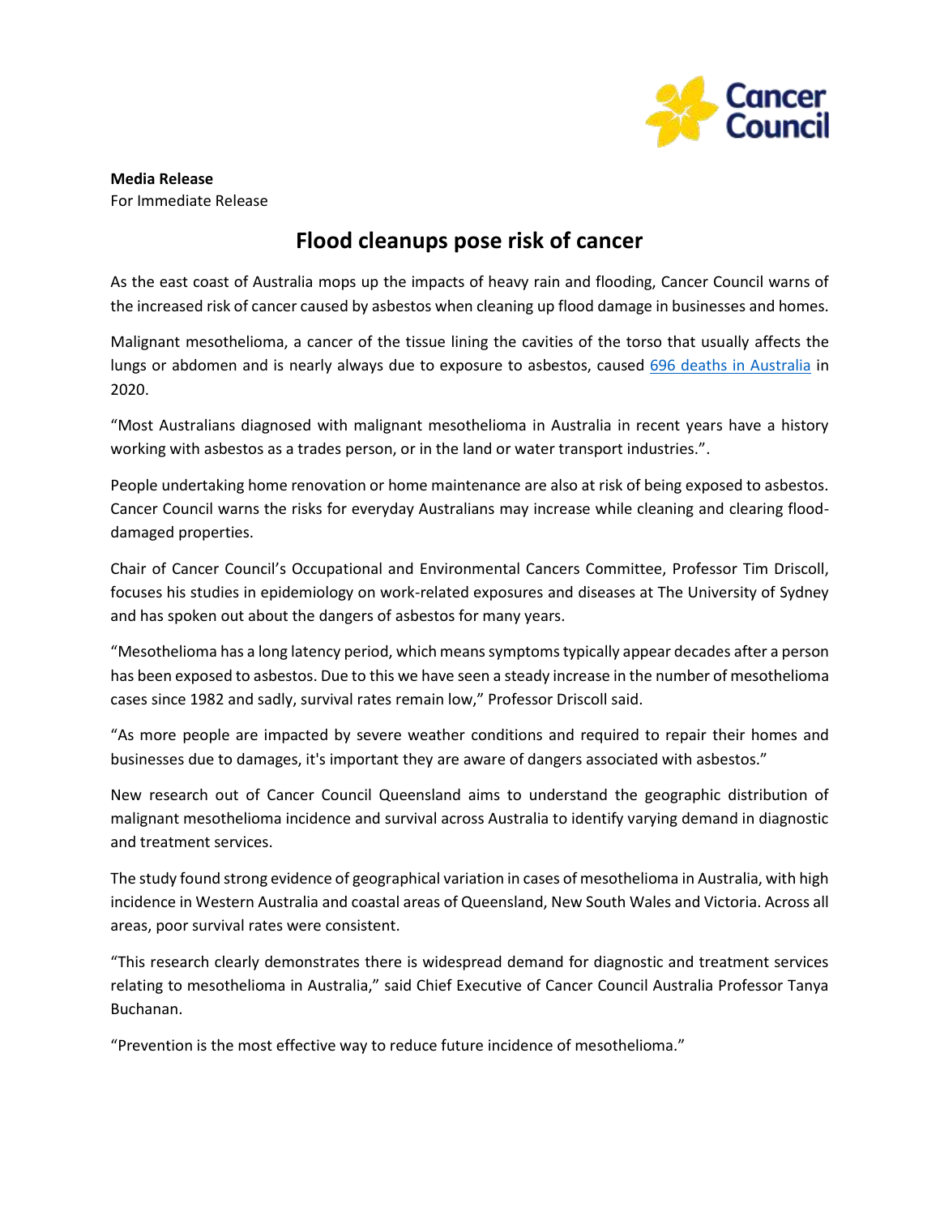**Media Release**
For Immediate Release

# Flood cleanups pose risk of cancer

As the east coast of Australia mops up the impacts of heavy rain and flooding, Cancer Council warns of the increased risk of cancer caused by asbestos when cleaning up flood damage in businesses and homes.

Malignant mesothelioma, a cancer of the tissue lining the cavities of the torso that usually affects the lungs or abdomen and is nearly always due to exposure to asbestos, caused [696 deaths in Australia] in 2020.

"Most Australians diagnosed with malignant mesothelioma in Australia in recent years have a history working with asbestos as a trades person, or in the land or water transport industries.".

People undertaking home renovation or home maintenance are also at risk of being exposed to asbestos. Cancer Council warns the risks for everyday Australians may increase while cleaning and clearing flood-damaged properties.

Chair of Cancer Council's Occupational and Environmental Cancers Committee, Professor Tim Driscoll, focuses his studies in epidemiology on work-related exposures and diseases at The University of Sydney and has spoken out about the dangers of asbestos for many years.

"Mesothelioma has a long latency period, which means symptoms typically appear decades after a person has been exposed to asbestos. Due to this we have seen a steady increase in the number of mesothelioma cases since 1982 and sadly, survival rates remain low," Professor Driscoll said.

"As more people are impacted by severe weather conditions and required to repair their homes and businesses due to damages, it's important they are aware of dangers associated with asbestos."

New research out of Cancer Council Queensland aims to understand the geographic distribution of malignant mesothelioma incidence and survival across Australia to identify varying demand in diagnostic and treatment services.

The study found strong evidence of geographical variation in cases of mesothelioma in Australia, with high incidence in Western Australia and coastal areas of Queensland, New South Wales and Victoria. Across all areas, poor survival rates were consistent.

"This research clearly demonstrates there is widespread demand for diagnostic and treatment services relating to mesothelioma in Australia," said Chief Executive of Cancer Council Australia Professor Tanya Buchanan.

"Prevention is the most effective way to reduce future incidence of mesothelioma."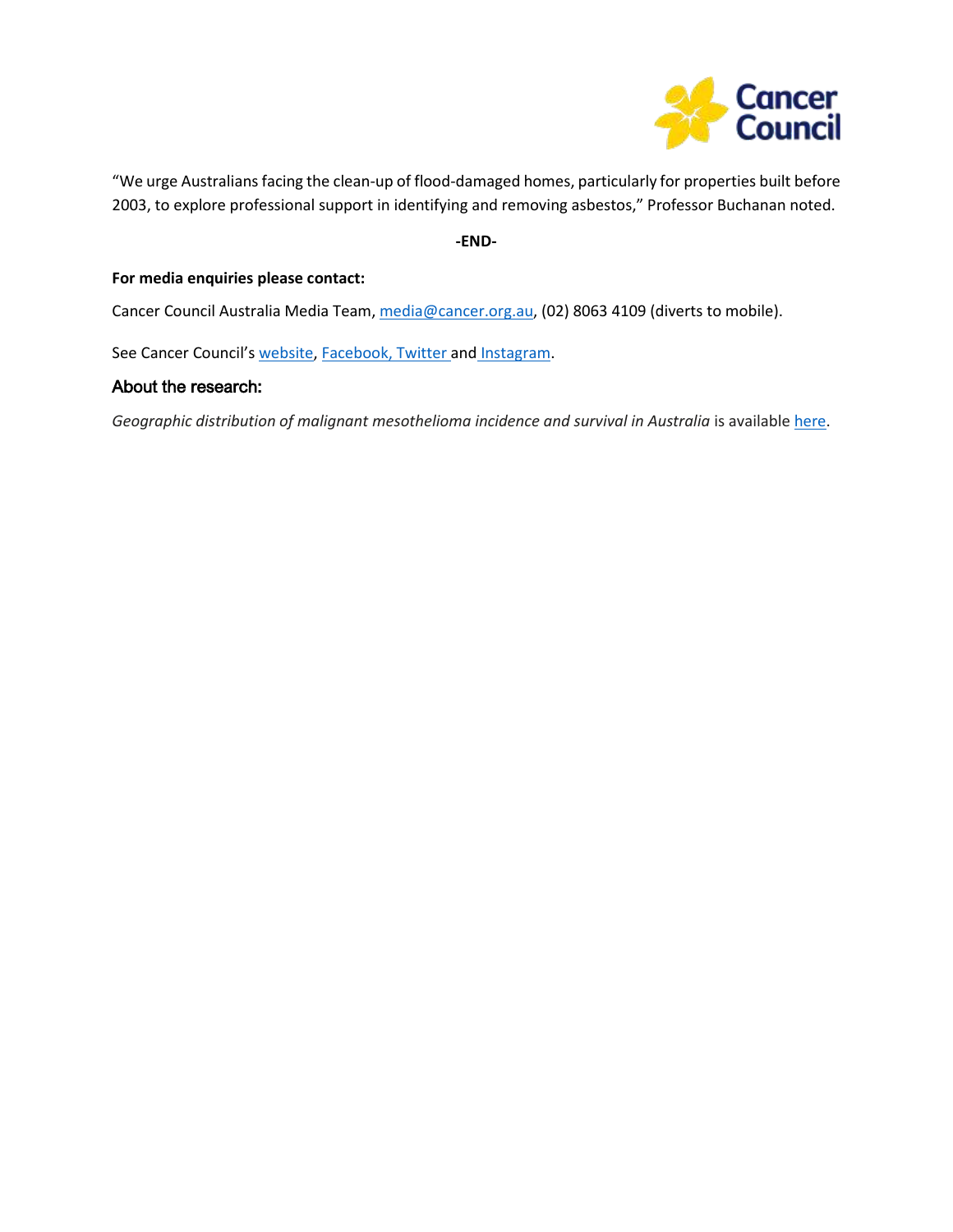"We urge Australians facing the clean-up of flood-damaged homes, particularly for properties built before 2003, to explore professional support in identifying and removing asbestos," Professor Buchanan noted.

**-END-**

**For media enquiries please contact:**

Cancer Council Australia Media Team, media@cancer.org.au, (02) 8063 4109 (diverts to mobile).

See Cancer Council's website, Facebook, Twitter and Instagram.

## About the research:

*Geographic distribution of malignant mesothelioma incidence and survival in Australia* is available here.